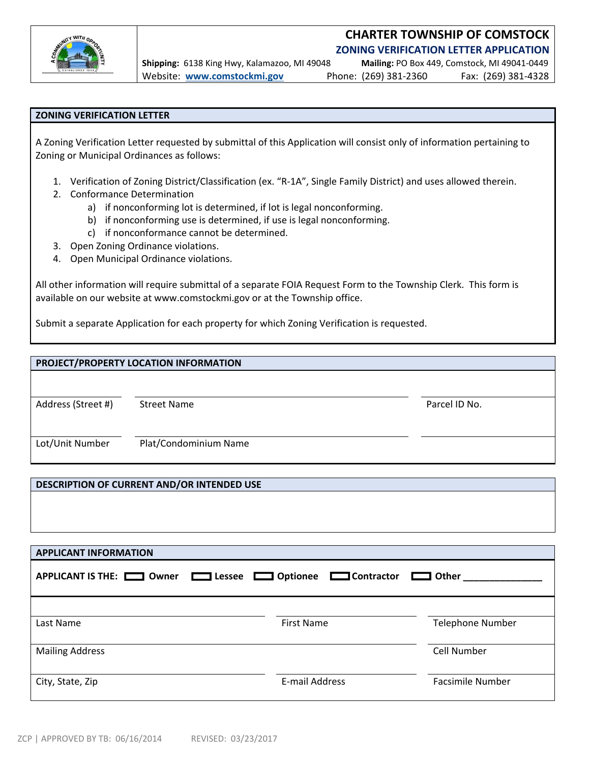# CHARTER TOWNSHIP OF COMSTOCK

## ZONING VERIFICATION LETTER APPLICATION

**Shipping:** 6138 King Hwy, Kalamazoo, MI 49048  **Mailing:** PO Box 449, Comstock, MI 49041-0449

Website: **www.comstockmi.gov**  Phone: (269) 381-2360  Fax: (269) 381-4328

## ZONING VERIFICATION LETTER

A Zoning Verification Letter requested by submittal of this Application will consist only of information pertaining to Zoning or Municipal Ordinances as follows:

1. Verification of Zoning District/Classification (ex. "R-1A", Single Family District) and uses allowed therein.
2. Conformance Determination
   a) if nonconforming lot is determined, if lot is legal nonconforming.
   b) if nonconforming use is determined, if use is legal nonconforming.
   c) if nonconformance cannot be determined.
3. Open Zoning Ordinance violations.
4. Open Municipal Ordinance violations.

All other information will require submittal of a separate FOIA Request Form to the Township Clerk. This form is available on our website at www.comstockmi.gov or at the Township office.

Submit a separate Application for each property for which Zoning Verification is requested.

## PROJECT/PROPERTY LOCATION INFORMATION

| | | |
|---|---|---|
| Address (Street #) | Street Name | Parcel ID No. |
| Lot/Unit Number | Plat/Condominium Name | |

## DESCRIPTION OF CURRENT AND/OR INTENDED USE

## APPLICANT INFORMATION

**APPLICANT IS THE:** ☐ **Owner** ☐ **Lessee** ☐ **Optionee** ☐ **Contractor** ☐ **Other** _______________

| | | |
|---|---|---|
| Last Name | First Name | Telephone Number |
| Mailing Address | | Cell Number |
| City, State, Zip | E-mail Address | Facsimile Number |

ZCP | APPROVED BY TB: 06/16/2014  REVISED: 03/23/2017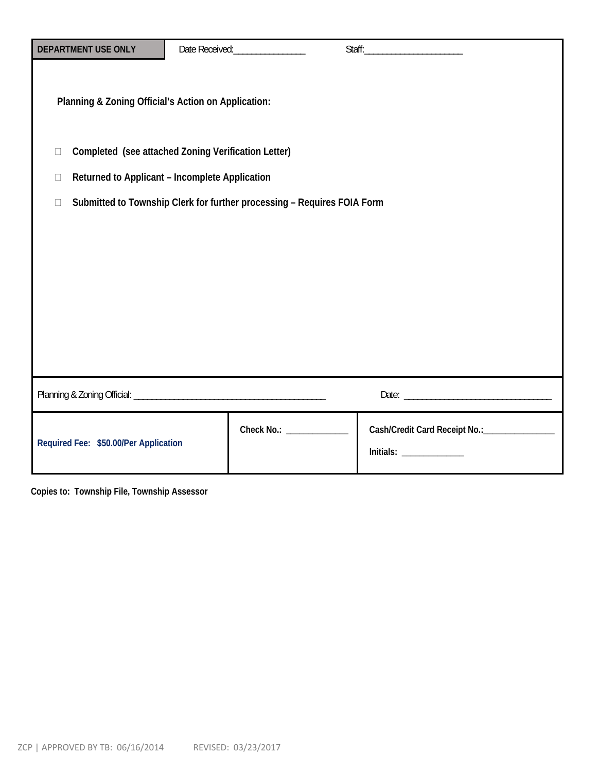| DEPARTMENT USE ONLY | Date Received:_______________ | Staff:____________________ |
|---|---|---|

**Planning & Zoning Official's Action on Application:**

- ☐ **Completed (see attached Zoning Verification Letter)**
- ☐ **Returned to Applicant – Incomplete Application**
- ☐ **Submitted to Township Clerk for further processing – Requires FOIA Form**

Planning & Zoning Official: ________________________________________ Date: ________________________________

| | | |
|---|---|---|
| **Required Fee: $50.00/Per Application** | **Check No.:** _____________ | **Cash/Credit Card Receipt No.:**_______________<br>**Initials:** _____________ |

**Copies to: Township File, Township Assessor**

ZCP | APPROVED BY TB: 06/16/2014 REVISED: 03/23/2017